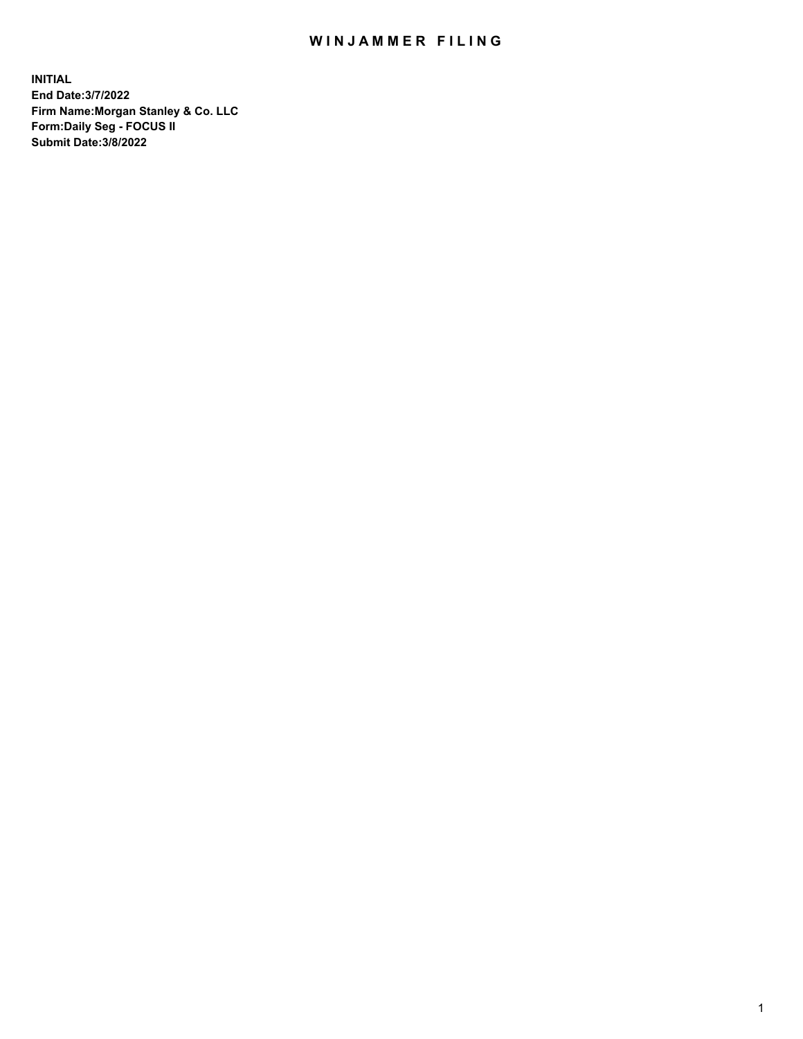# WINJAMMER FILING

**INITIAL**
**End Date:3/7/2022**
**Firm Name:Morgan Stanley & Co. LLC**
**Form:Daily Seg - FOCUS II**
**Submit Date:3/8/2022**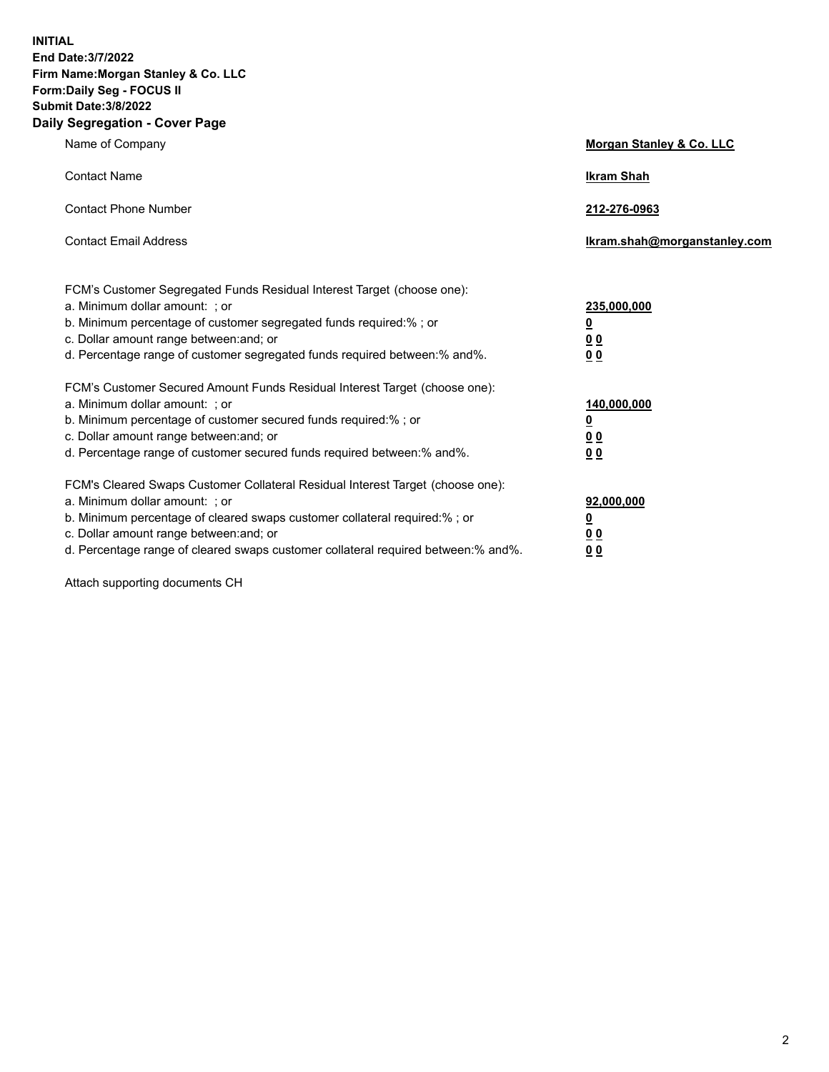**INITIAL**
**End Date:3/7/2022**
**Firm Name:Morgan Stanley & Co. LLC**
**Form:Daily Seg - FOCUS II**
**Submit Date:3/8/2022**

## Daily Segregation - Cover Page

| | |
|---|---|
| Name of Company | **Morgan Stanley & Co. LLC** |
| Contact Name | **Ikram Shah** |
| Contact Phone Number | **212-276-0963** |
| Contact Email Address | **Ikram.shah@morganstanley.com** |

| | |
|---|---|
| FCM's Customer Segregated Funds Residual Interest Target (choose one): | |
| a. Minimum dollar amount: ; or | **235,000,000** |
| b. Minimum percentage of customer segregated funds required:% ; or | **0** |
| c. Dollar amount range between:and; or | **0 0** |
| d. Percentage range of customer segregated funds required between:% and%. | **0 0** |
| FCM's Customer Secured Amount Funds Residual Interest Target (choose one): | |
| a. Minimum dollar amount: ; or | **140,000,000** |
| b. Minimum percentage of customer secured funds required:% ; or | **0** |
| c. Dollar amount range between:and; or | **0 0** |
| d. Percentage range of customer secured funds required between:% and%. | **0 0** |
| FCM's Cleared Swaps Customer Collateral Residual Interest Target (choose one): | |
| a. Minimum dollar amount: ; or | **92,000,000** |
| b. Minimum percentage of cleared swaps customer collateral required:% ; or | **0** |
| c. Dollar amount range between:and; or | **0 0** |
| d. Percentage range of cleared swaps customer collateral required between:% and%. | **0 0** |

Attach supporting documents CH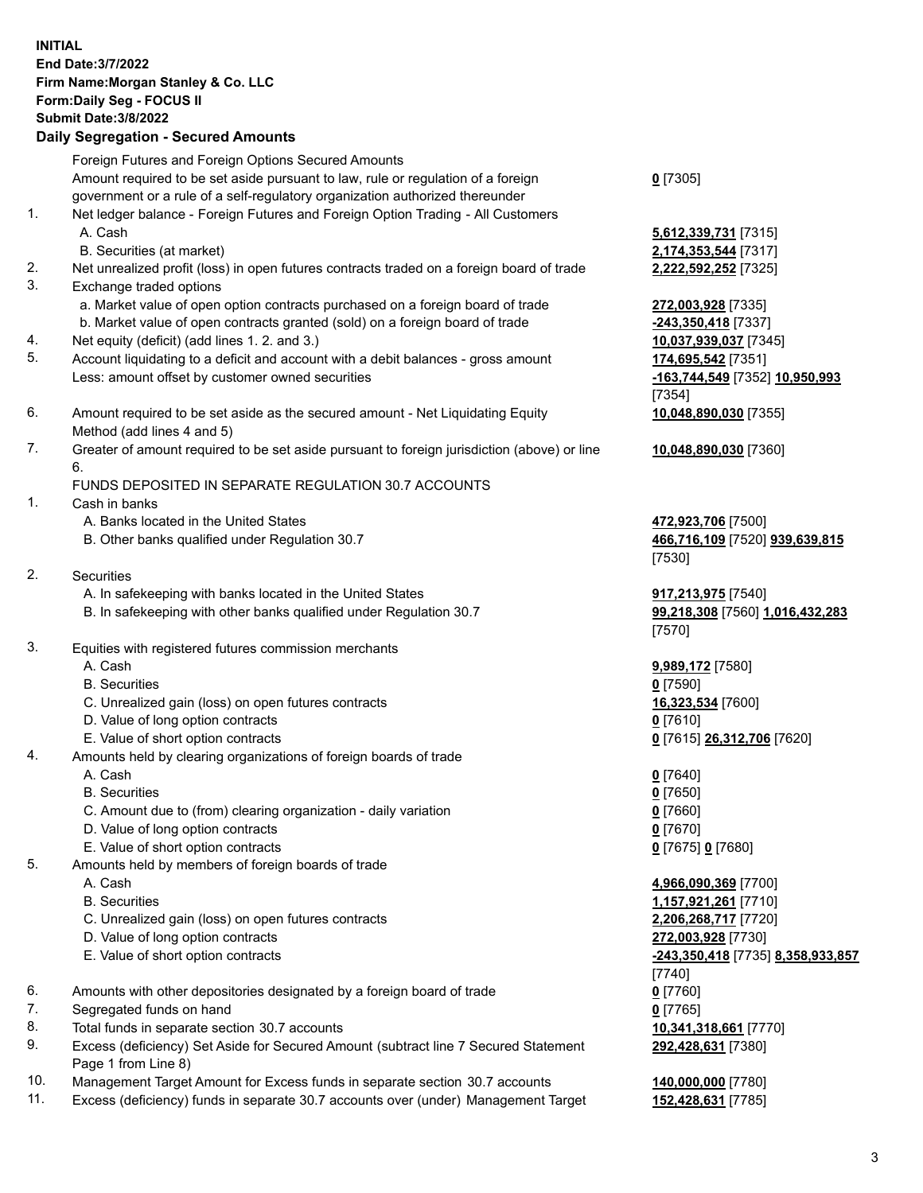**INITIAL**
**End Date:3/7/2022**
**Firm Name:Morgan Stanley & Co. LLC**
**Form:Daily Seg - FOCUS II**
**Submit Date:3/8/2022**

### Daily Segregation - Secured Amounts

| | | |
|---|---|---|
| | Foreign Futures and Foreign Options Secured Amounts | |
| | Amount required to be set aside pursuant to law, rule or regulation of a foreign government or a rule of a self-regulatory organization authorized thereunder | **0** [7305] |
| 1. | Net ledger balance - Foreign Futures and Foreign Option Trading - All Customers | |
| | A. Cash | **5,612,339,731** [7315] |
| | B. Securities (at market) | **2,174,353,544** [7317] |
| 2. | Net unrealized profit (loss) in open futures contracts traded on a foreign board of trade | **2,222,592,252** [7325] |
| 3. | Exchange traded options | |
| | a. Market value of open option contracts purchased on a foreign board of trade | **272,003,928** [7335] |
| | b. Market value of open contracts granted (sold) on a foreign board of trade | **-243,350,418** [7337] |
| 4. | Net equity (deficit) (add lines 1. 2. and 3.) | **10,037,939,037** [7345] |
| 5. | Account liquidating to a deficit and account with a debit balances - gross amount | **174,695,542** [7351] |
| | Less: amount offset by customer owned securities | **-163,744,549** [7352] **10,950,993** [7354] |
| 6. | Amount required to be set aside as the secured amount - Net Liquidating Equity Method (add lines 4 and 5) | **10,048,890,030** [7355] |
| 7. | Greater of amount required to be set aside pursuant to foreign jurisdiction (above) or line 6. | **10,048,890,030** [7360] |
| | FUNDS DEPOSITED IN SEPARATE REGULATION 30.7 ACCOUNTS | |
| 1. | Cash in banks | |
| | A. Banks located in the United States | **472,923,706** [7500] |
| | B. Other banks qualified under Regulation 30.7 | **466,716,109** [7520] **939,639,815** [7530] |
| 2. | Securities | |
| | A. In safekeeping with banks located in the United States | **917,213,975** [7540] |
| | B. In safekeeping with other banks qualified under Regulation 30.7 | **99,218,308** [7560] **1,016,432,283** [7570] |
| 3. | Equities with registered futures commission merchants | |
| | A. Cash | **9,989,172** [7580] |
| | B. Securities | **0** [7590] |
| | C. Unrealized gain (loss) on open futures contracts | **16,323,534** [7600] |
| | D. Value of long option contracts | **0** [7610] |
| | E. Value of short option contracts | **0** [7615] **26,312,706** [7620] |
| 4. | Amounts held by clearing organizations of foreign boards of trade | |
| | A. Cash | **0** [7640] |
| | B. Securities | **0** [7650] |
| | C. Amount due to (from) clearing organization - daily variation | **0** [7660] |
| | D. Value of long option contracts | **0** [7670] |
| | E. Value of short option contracts | **0** [7675] **0** [7680] |
| 5. | Amounts held by members of foreign boards of trade | |
| | A. Cash | **4,966,090,369** [7700] |
| | B. Securities | **1,157,921,261** [7710] |
| | C. Unrealized gain (loss) on open futures contracts | **2,206,268,717** [7720] |
| | D. Value of long option contracts | **272,003,928** [7730] |
| | E. Value of short option contracts | **-243,350,418** [7735] **8,358,933,857** [7740] |
| 6. | Amounts with other depositories designated by a foreign board of trade | **0** [7760] |
| 7. | Segregated funds on hand | **0** [7765] |
| 8. | Total funds in separate section 30.7 accounts | **10,341,318,661** [7770] |
| 9. | Excess (deficiency) Set Aside for Secured Amount (subtract line 7 Secured Statement Page 1 from Line 8) | **292,428,631** [7380] |
| 10. | Management Target Amount for Excess funds in separate section 30.7 accounts | **140,000,000** [7780] |
| 11. | Excess (deficiency) funds in separate 30.7 accounts over (under) Management Target | **152,428,631** [7785] |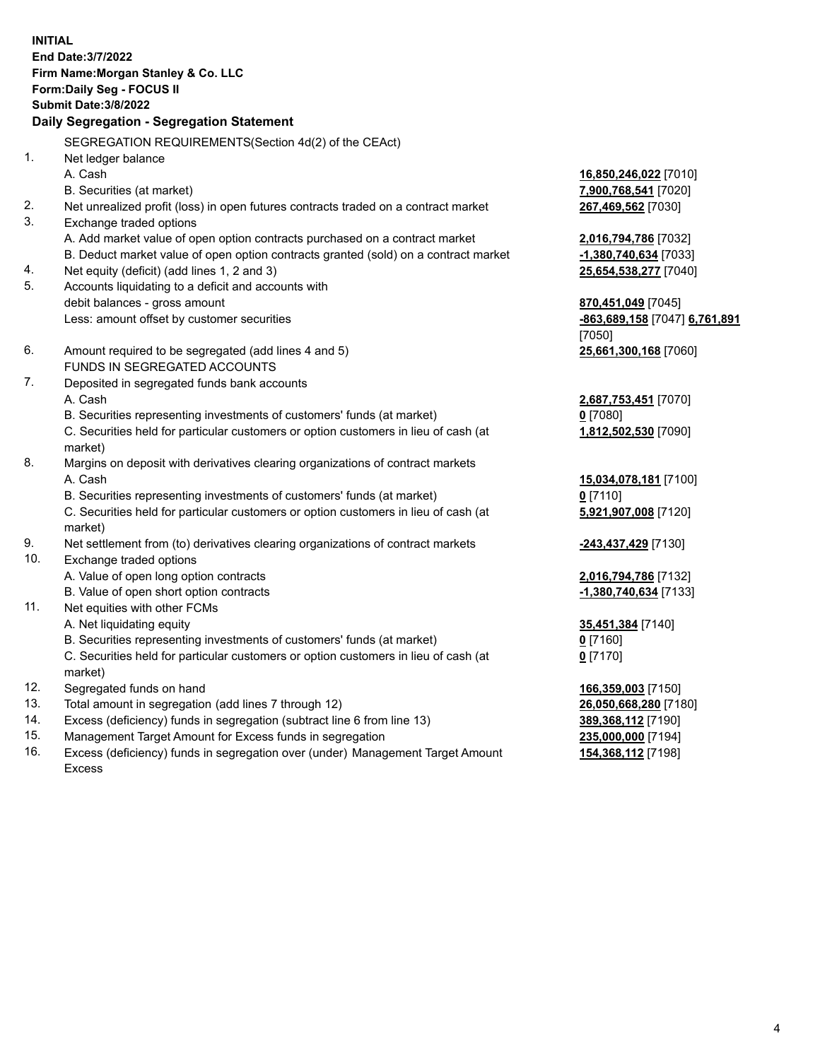**INITIAL**
**End Date:3/7/2022**
**Firm Name:Morgan Stanley & Co. LLC**
**Form:Daily Seg - FOCUS II**
**Submit Date:3/8/2022**

## Daily Segregation - Segregation Statement

SEGREGATION REQUIREMENTS(Section 4d(2) of the CEAct)

| | | |
|---|---|---|
| 1. | Net ledger balance | |
| | A. Cash | **16,850,246,022** [7010] |
| | B. Securities (at market) | **7,900,768,541** [7020] |
| 2. | Net unrealized profit (loss) in open futures contracts traded on a contract market | **267,469,562** [7030] |
| 3. | Exchange traded options | |
| | A. Add market value of open option contracts purchased on a contract market | **2,016,794,786** [7032] |
| | B. Deduct market value of open option contracts granted (sold) on a contract market | **-1,380,740,634** [7033] |
| 4. | Net equity (deficit) (add lines 1, 2 and 3) | **25,654,538,277** [7040] |
| 5. | Accounts liquidating to a deficit and accounts with debit balances - gross amount | **870,451,049** [7045] |
| | Less: amount offset by customer securities | **-863,689,158** [7047] **6,761,891** [7050] |
| 6. | Amount required to be segregated (add lines 4 and 5) | **25,661,300,168** [7060] |
| | FUNDS IN SEGREGATED ACCOUNTS | |
| 7. | Deposited in segregated funds bank accounts | |
| | A. Cash | **2,687,753,451** [7070] |
| | B. Securities representing investments of customers' funds (at market) | **0** [7080] |
| | C. Securities held for particular customers or option customers in lieu of cash (at market) | **1,812,502,530** [7090] |
| 8. | Margins on deposit with derivatives clearing organizations of contract markets | |
| | A. Cash | **15,034,078,181** [7100] |
| | B. Securities representing investments of customers' funds (at market) | **0** [7110] |
| | C. Securities held for particular customers or option customers in lieu of cash (at market) | **5,921,907,008** [7120] |
| 9. | Net settlement from (to) derivatives clearing organizations of contract markets | **-243,437,429** [7130] |
| 10. | Exchange traded options | |
| | A. Value of open long option contracts | **2,016,794,786** [7132] |
| | B. Value of open short option contracts | **-1,380,740,634** [7133] |
| 11. | Net equities with other FCMs | |
| | A. Net liquidating equity | **35,451,384** [7140] |
| | B. Securities representing investments of customers' funds (at market) | **0** [7160] |
| | C. Securities held for particular customers or option customers in lieu of cash (at market) | **0** [7170] |
| 12. | Segregated funds on hand | **166,359,003** [7150] |
| 13. | Total amount in segregation (add lines 7 through 12) | **26,050,668,280** [7180] |
| 14. | Excess (deficiency) funds in segregation (subtract line 6 from line 13) | **389,368,112** [7190] |
| 15. | Management Target Amount for Excess funds in segregation | **235,000,000** [7194] |
| 16. | Excess (deficiency) funds in segregation over (under) Management Target Amount Excess | **154,368,112** [7198] |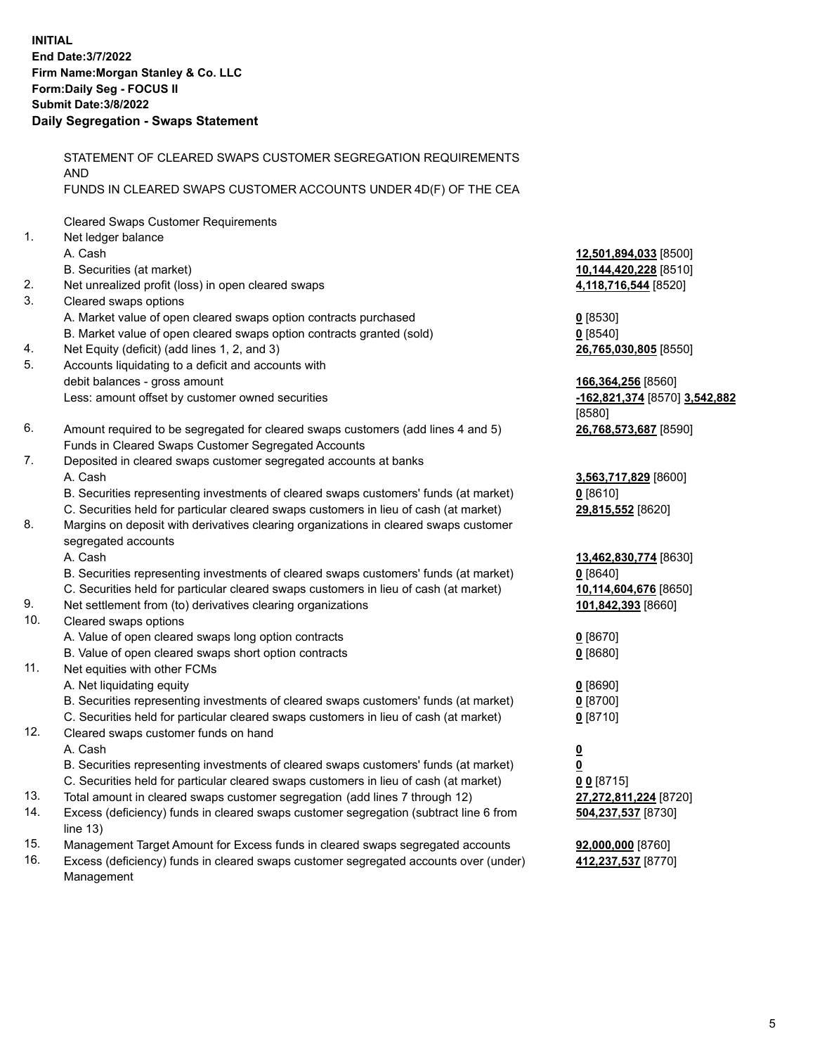**INITIAL**
**End Date:3/7/2022**
**Firm Name:Morgan Stanley & Co. LLC**
**Form:Daily Seg - FOCUS II**
**Submit Date:3/8/2022**
**Daily Segregation - Swaps Statement**

STATEMENT OF CLEARED SWAPS CUSTOMER SEGREGATION REQUIREMENTS AND FUNDS IN CLEARED SWAPS CUSTOMER ACCOUNTS UNDER 4D(F) OF THE CEA

| | | |
|---|---|---|
| | Cleared Swaps Customer Requirements | |
| 1. | Net ledger balance | |
| | A. Cash | **12,501,894,033** [8500] |
| | B. Securities (at market) | **10,144,420,228** [8510] |
| 2. | Net unrealized profit (loss) in open cleared swaps | **4,118,716,544** [8520] |
| 3. | Cleared swaps options | |
| | A. Market value of open cleared swaps option contracts purchased | **0** [8530] |
| | B. Market value of open cleared swaps option contracts granted (sold) | **0** [8540] |
| 4. | Net Equity (deficit) (add lines 1, 2, and 3) | **26,765,030,805** [8550] |
| 5. | Accounts liquidating to a deficit and accounts with debit balances - gross amount | **166,364,256** [8560] |
| | Less: amount offset by customer owned securities | **-162,821,374** [8570] **3,542,882** [8580] |
| 6. | Amount required to be segregated for cleared swaps customers (add lines 4 and 5) | **26,768,573,687** [8590] |
| | Funds in Cleared Swaps Customer Segregated Accounts | |
| 7. | Deposited in cleared swaps customer segregated accounts at banks | |
| | A. Cash | **3,563,717,829** [8600] |
| | B. Securities representing investments of cleared swaps customers' funds (at market) | **0** [8610] |
| | C. Securities held for particular cleared swaps customers in lieu of cash (at market) | **29,815,552** [8620] |
| 8. | Margins on deposit with derivatives clearing organizations in cleared swaps customer segregated accounts | |
| | A. Cash | **13,462,830,774** [8630] |
| | B. Securities representing investments of cleared swaps customers' funds (at market) | **0** [8640] |
| | C. Securities held for particular cleared swaps customers in lieu of cash (at market) | **10,114,604,676** [8650] |
| 9. | Net settlement from (to) derivatives clearing organizations | **101,842,393** [8660] |
| 10. | Cleared swaps options | |
| | A. Value of open cleared swaps long option contracts | **0** [8670] |
| | B. Value of open cleared swaps short option contracts | **0** [8680] |
| 11. | Net equities with other FCMs | |
| | A. Net liquidating equity | **0** [8690] |
| | B. Securities representing investments of cleared swaps customers' funds (at market) | **0** [8700] |
| | C. Securities held for particular cleared swaps customers in lieu of cash (at market) | **0** [8710] |
| 12. | Cleared swaps customer funds on hand | |
| | A. Cash | **0** |
| | B. Securities representing investments of cleared swaps customers' funds (at market) | **0** |
| | C. Securities held for particular cleared swaps customers in lieu of cash (at market) | **0** **0** [8715] |
| 13. | Total amount in cleared swaps customer segregation (add lines 7 through 12) | **27,272,811,224** [8720] |
| 14. | Excess (deficiency) funds in cleared swaps customer segregation (subtract line 6 from line 13) | **504,237,537** [8730] |
| 15. | Management Target Amount for Excess funds in cleared swaps segregated accounts | **92,000,000** [8760] |
| 16. | Excess (deficiency) funds in cleared swaps customer segregated accounts over (under) Management | **412,237,537** [8770] |